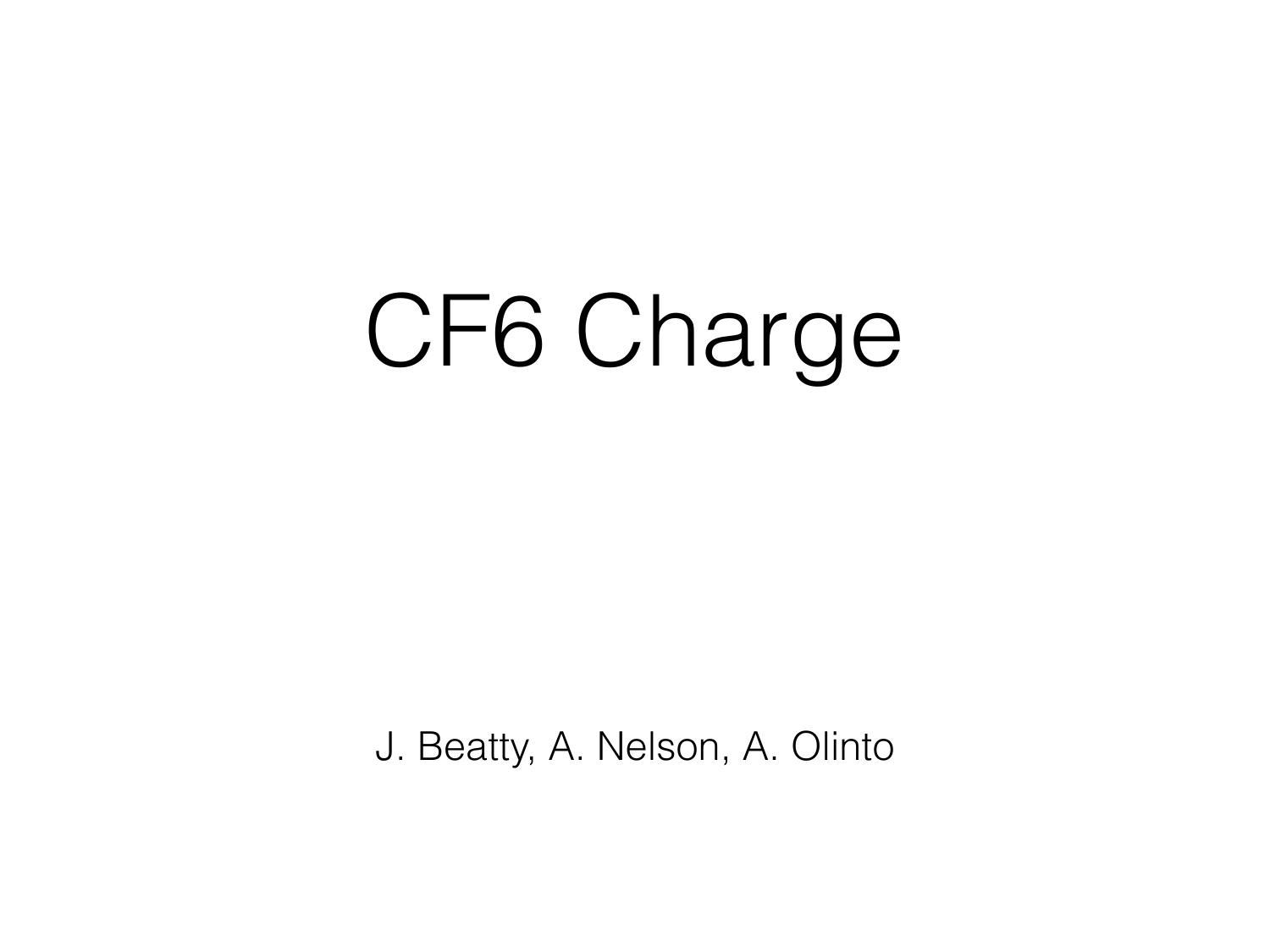# CF6 Charge

J. Beatty, A. Nelson, A. Olinto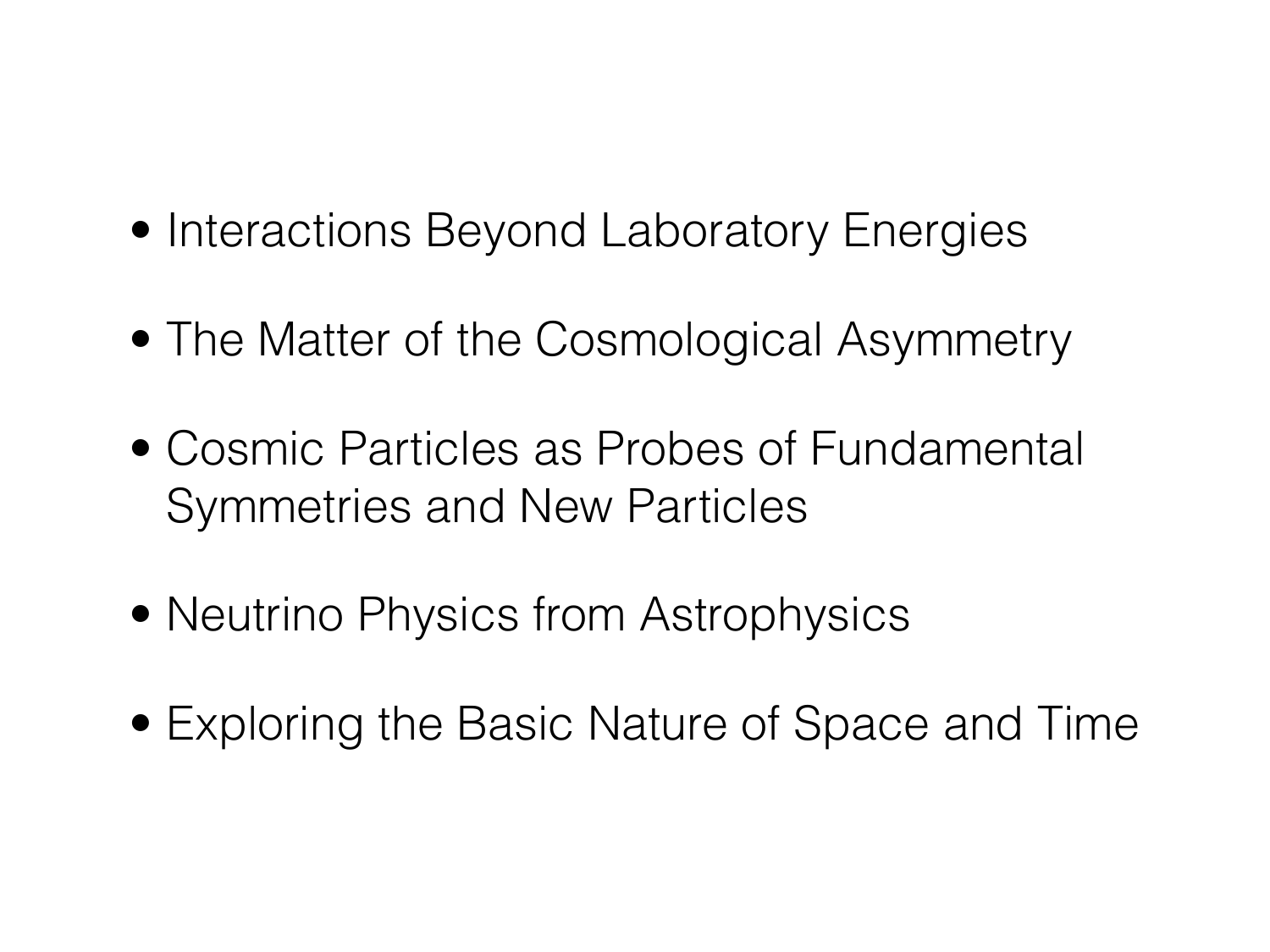- Interactions Beyond Laboratory Energies
- The Matter of the Cosmological Asymmetry
- Cosmic Particles as Probes of Fundamental Symmetries and New Particles
- Neutrino Physics from Astrophysics
- Exploring the Basic Nature of Space and Time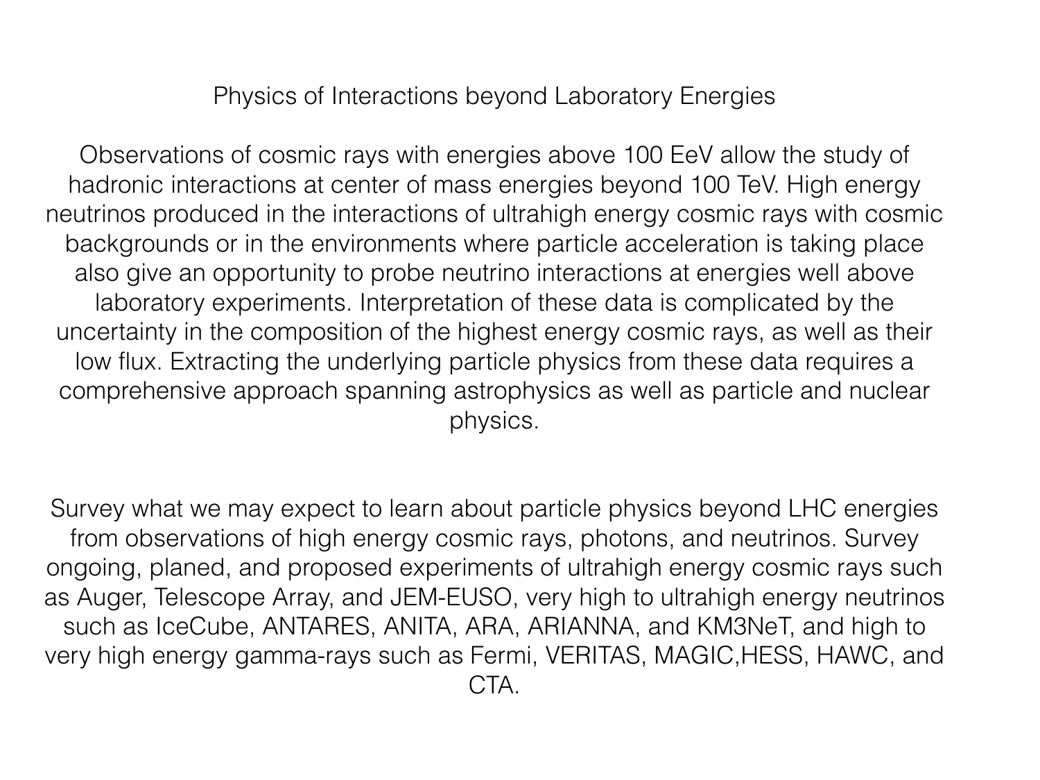# Physics of Interactions beyond Laboratory Energies

Observations of cosmic rays with energies above 100 EeV allow the study of hadronic interactions at center of mass energies beyond 100 TeV. High energy neutrinos produced in the interactions of ultrahigh energy cosmic rays with cosmic backgrounds or in the environments where particle acceleration is taking place also give an opportunity to probe neutrino interactions at energies well above laboratory experiments. Interpretation of these data is complicated by the uncertainty in the composition of the highest energy cosmic rays, as well as their low flux. Extracting the underlying particle physics from these data requires a comprehensive approach spanning astrophysics as well as particle and nuclear physics.

Survey what we may expect to learn about particle physics beyond LHC energies from observations of high energy cosmic rays, photons, and neutrinos. Survey ongoing, planed, and proposed experiments of ultrahigh energy cosmic rays such as Auger, Telescope Array, and JEM-EUSO, very high to ultrahigh energy neutrinos such as IceCube, ANTARES, ANITA, ARA, ARIANNA, and KM3NeT, and high to very high energy gamma-rays such as Fermi, VERITAS, MAGIC,HESS, HAWC, and CTA.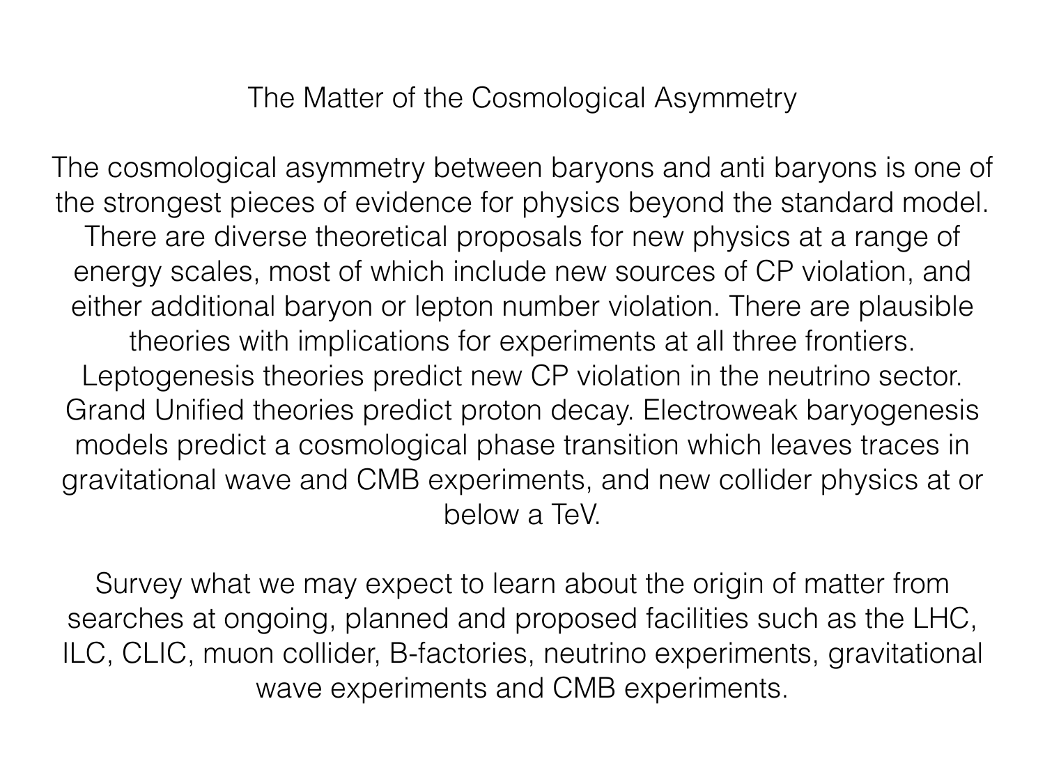# The Matter of the Cosmological Asymmetry

The cosmological asymmetry between baryons and anti baryons is one of the strongest pieces of evidence for physics beyond the standard model. There are diverse theoretical proposals for new physics at a range of energy scales, most of which include new sources of CP violation, and either additional baryon or lepton number violation. There are plausible theories with implications for experiments at all three frontiers. Leptogenesis theories predict new CP violation in the neutrino sector. Grand Unified theories predict proton decay. Electroweak baryogenesis models predict a cosmological phase transition which leaves traces in gravitational wave and CMB experiments, and new collider physics at or below a TeV.

Survey what we may expect to learn about the origin of matter from searches at ongoing, planned and proposed facilities such as the LHC, ILC, CLIC, muon collider, B-factories, neutrino experiments, gravitational wave experiments and CMB experiments.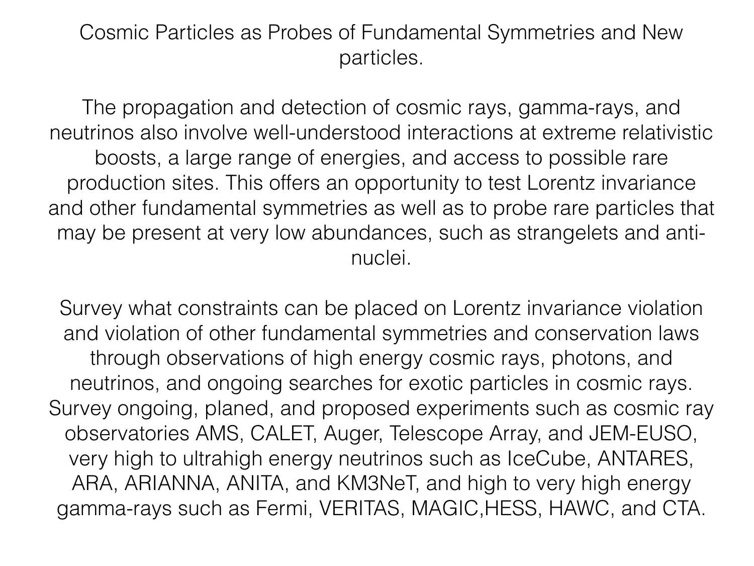# Cosmic Particles as Probes of Fundamental Symmetries and New particles.

The propagation and detection of cosmic rays, gamma-rays, and neutrinos also involve well-understood interactions at extreme relativistic boosts, a large range of energies, and access to possible rare production sites. This offers an opportunity to test Lorentz invariance and other fundamental symmetries as well as to probe rare particles that may be present at very low abundances, such as strangelets and anti-nuclei.

Survey what constraints can be placed on Lorentz invariance violation and violation of other fundamental symmetries and conservation laws through observations of high energy cosmic rays, photons, and neutrinos, and ongoing searches for exotic particles in cosmic rays. Survey ongoing, planed, and proposed experiments such as cosmic ray observatories AMS, CALET, Auger, Telescope Array, and JEM-EUSO, very high to ultrahigh energy neutrinos such as IceCube, ANTARES, ARA, ARIANNA, ANITA, and KM3NeT, and high to very high energy gamma-rays such as Fermi, VERITAS, MAGIC,HESS, HAWC, and CTA.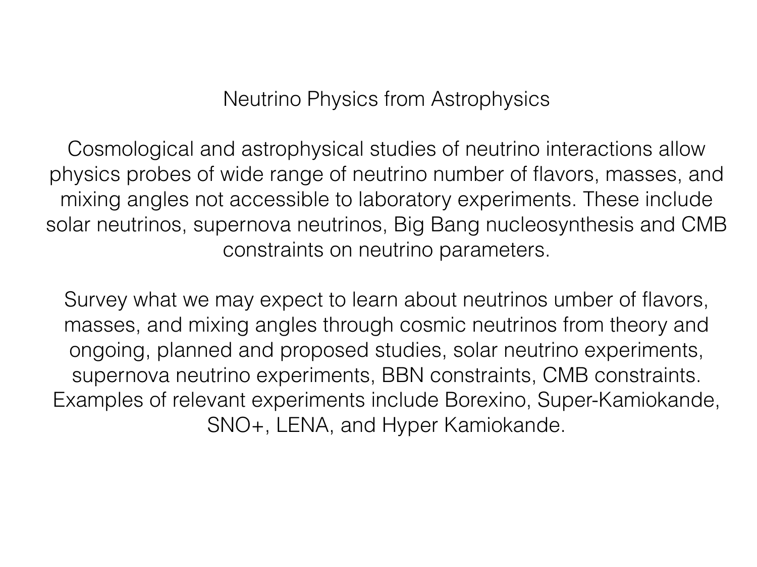# Neutrino Physics from Astrophysics

Cosmological and astrophysical studies of neutrino interactions allow physics probes of wide range of neutrino number of flavors, masses, and mixing angles not accessible to laboratory experiments. These include solar neutrinos, supernova neutrinos, Big Bang nucleosynthesis and CMB constraints on neutrino parameters.

Survey what we may expect to learn about neutrinos umber of flavors, masses, and mixing angles through cosmic neutrinos from theory and ongoing, planned and proposed studies, solar neutrino experiments, supernova neutrino experiments, BBN constraints, CMB constraints. Examples of relevant experiments include Borexino, Super-Kamiokande, SNO+, LENA, and Hyper Kamiokande.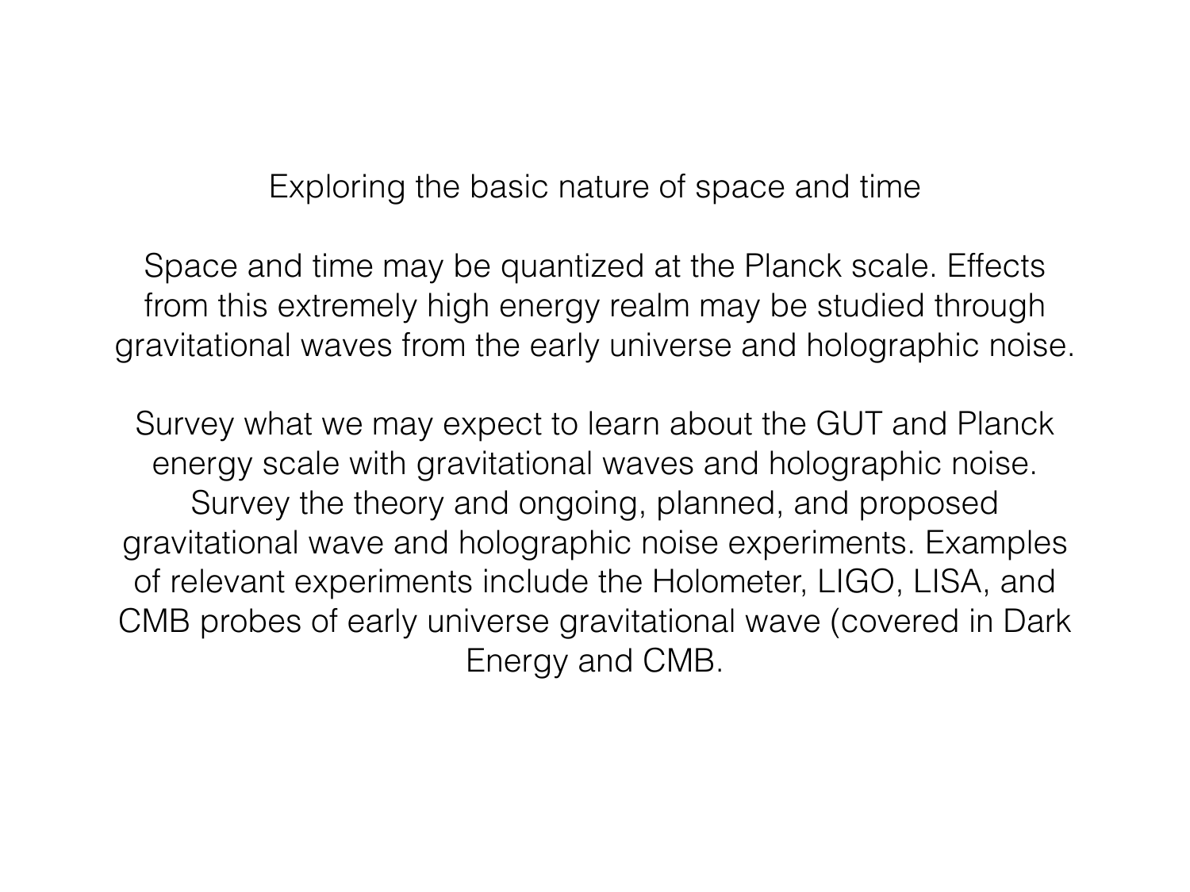# Exploring the basic nature of space and time

Space and time may be quantized at the Planck scale. Effects from this extremely high energy realm may be studied through gravitational waves from the early universe and holographic noise.

Survey what we may expect to learn about the GUT and Planck energy scale with gravitational waves and holographic noise. Survey the theory and ongoing, planned, and proposed gravitational wave and holographic noise experiments. Examples of relevant experiments include the Holometer, LIGO, LISA, and CMB probes of early universe gravitational wave (covered in Dark Energy and CMB.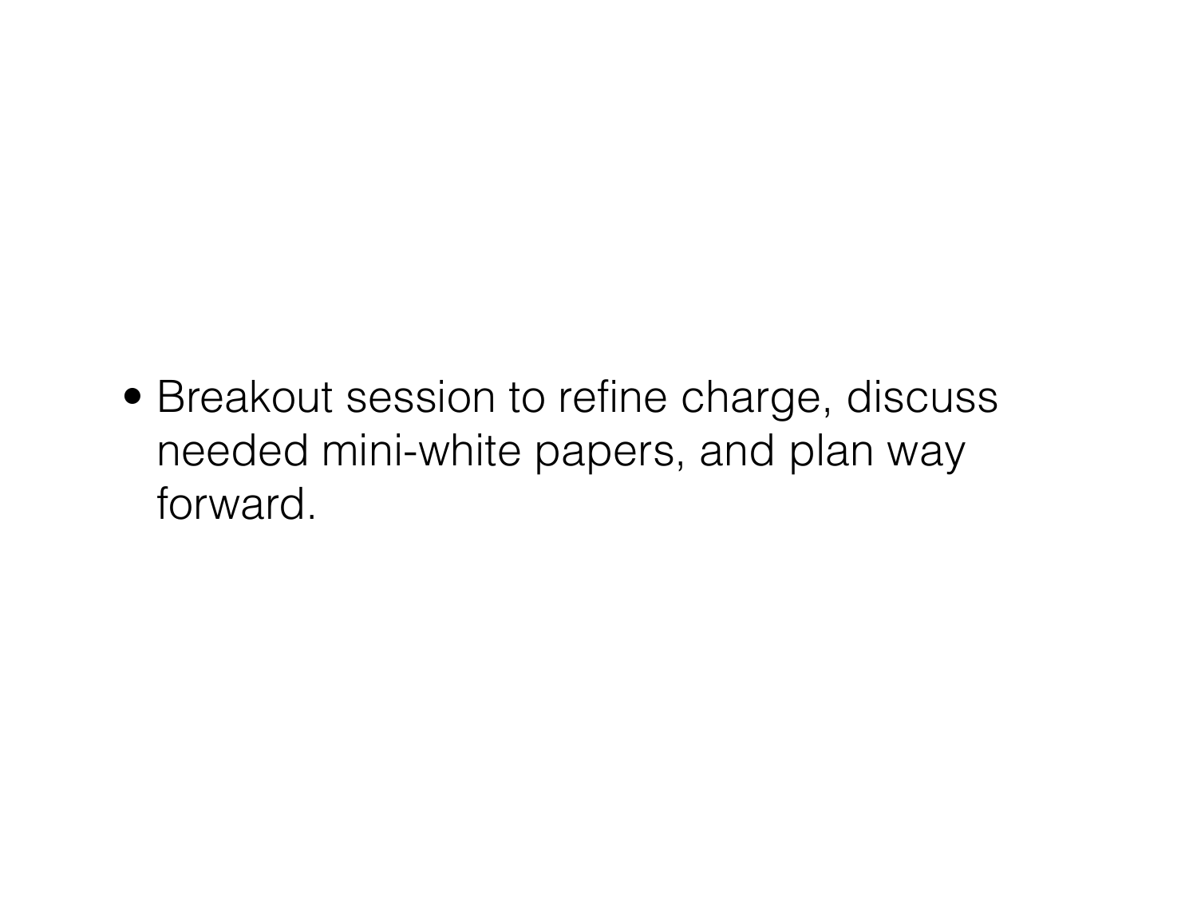- Breakout session to refine charge, discuss needed mini-white papers, and plan way forward.